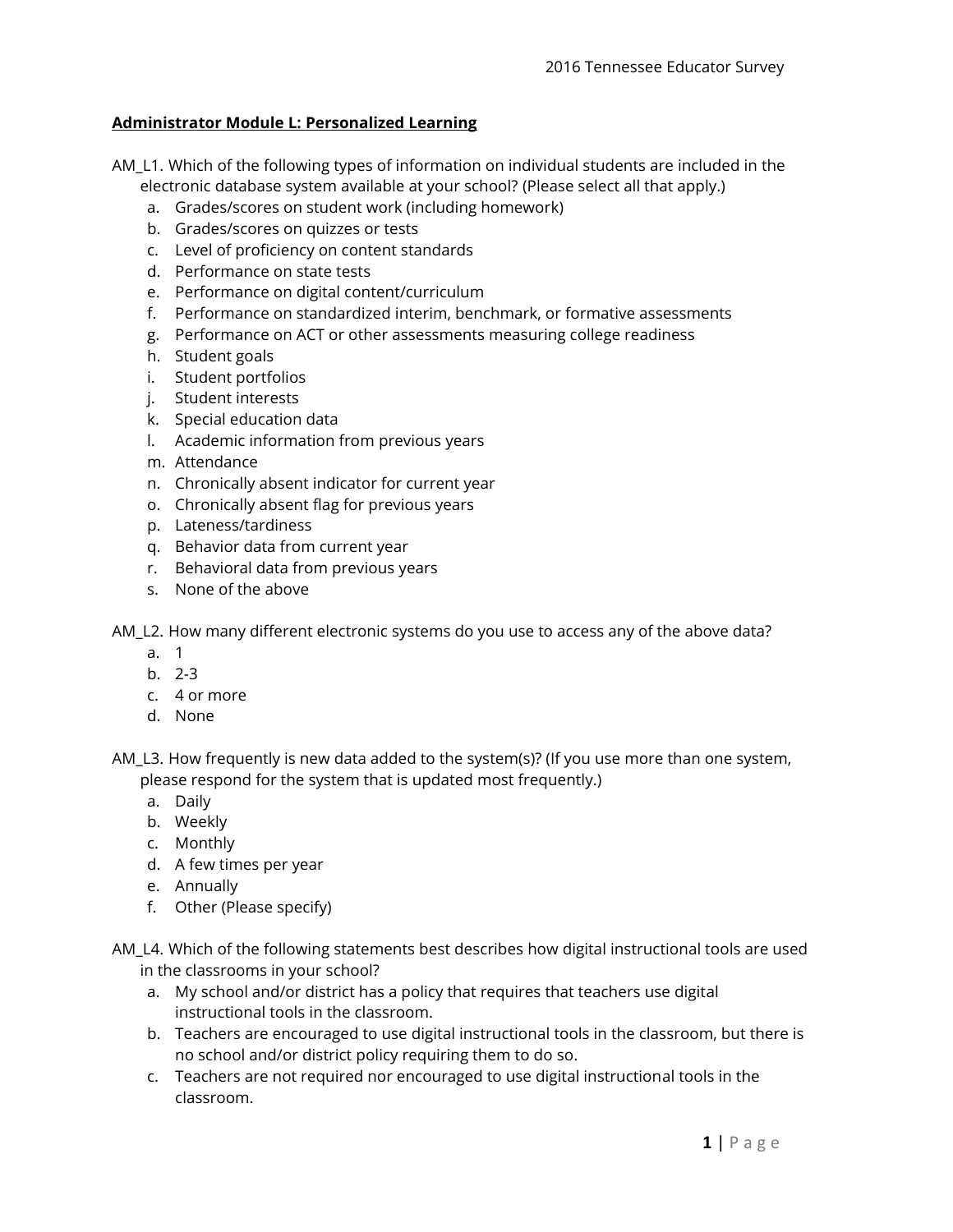**Administrator Module L: Personalized Learning**

AM_L1. Which of the following types of information on individual students are included in the electronic database system available at your school? (Please select all that apply.)

a. Grades/scores on student work (including homework)
b. Grades/scores on quizzes or tests
c. Level of proficiency on content standards
d. Performance on state tests
e. Performance on digital content/curriculum
f. Performance on standardized interim, benchmark, or formative assessments
g. Performance on ACT or other assessments measuring college readiness
h. Student goals
i. Student portfolios
j. Student interests
k. Special education data
l. Academic information from previous years
m. Attendance
n. Chronically absent indicator for current year
o. Chronically absent flag for previous years
p. Lateness/tardiness
q. Behavior data from current year
r. Behavioral data from previous years
s. None of the above

AM_L2. How many different electronic systems do you use to access any of the above data?

a. 1
b. 2-3
c. 4 or more
d. None

AM_L3. How frequently is new data added to the system(s)? (If you use more than one system, please respond for the system that is updated most frequently.)

a. Daily
b. Weekly
c. Monthly
d. A few times per year
e. Annually
f. Other (Please specify)

AM_L4. Which of the following statements best describes how digital instructional tools are used in the classrooms in your school?

a. My school and/or district has a policy that requires that teachers use digital instructional tools in the classroom.
b. Teachers are encouraged to use digital instructional tools in the classroom, but there is no school and/or district policy requiring them to do so.
c. Teachers are not required nor encouraged to use digital instructional tools in the classroom.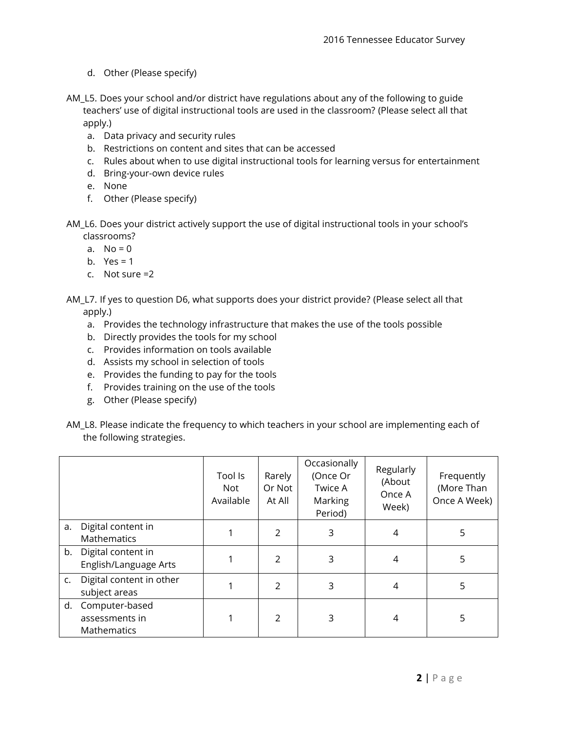d. Other (Please specify)

AM_L5. Does your school and/or district have regulations about any of the following to guide teachers' use of digital instructional tools are used in the classroom? (Please select all that apply.)

a. Data privacy and security rules
b. Restrictions on content and sites that can be accessed
c. Rules about when to use digital instructional tools for learning versus for entertainment
d. Bring-your-own device rules
e. None
f. Other (Please specify)

AM_L6. Does your district actively support the use of digital instructional tools in your school's classrooms?

a. No = 0
b. Yes = 1
c. Not sure =2

AM_L7. If yes to question D6, what supports does your district provide? (Please select all that apply.)

a. Provides the technology infrastructure that makes the use of the tools possible
b. Directly provides the tools for my school
c. Provides information on tools available
d. Assists my school in selection of tools
e. Provides the funding to pay for the tools
f. Provides training on the use of the tools
g. Other (Please specify)

AM_L8. Please indicate the frequency to which teachers in your school are implementing each of the following strategies.

| | Tool Is Not Available | Rarely Or Not At All | Occasionally (Once Or Twice A Marking Period) | Regularly (About Once A Week) | Frequently (More Than Once A Week) |
|---|---|---|---|---|---|
| a. Digital content in Mathematics | 1 | 2 | 3 | 4 | 5 |
| b. Digital content in English/Language Arts | 1 | 2 | 3 | 4 | 5 |
| c. Digital content in other subject areas | 1 | 2 | 3 | 4 | 5 |
| d. Computer-based assessments in Mathematics | 1 | 2 | 3 | 4 | 5 |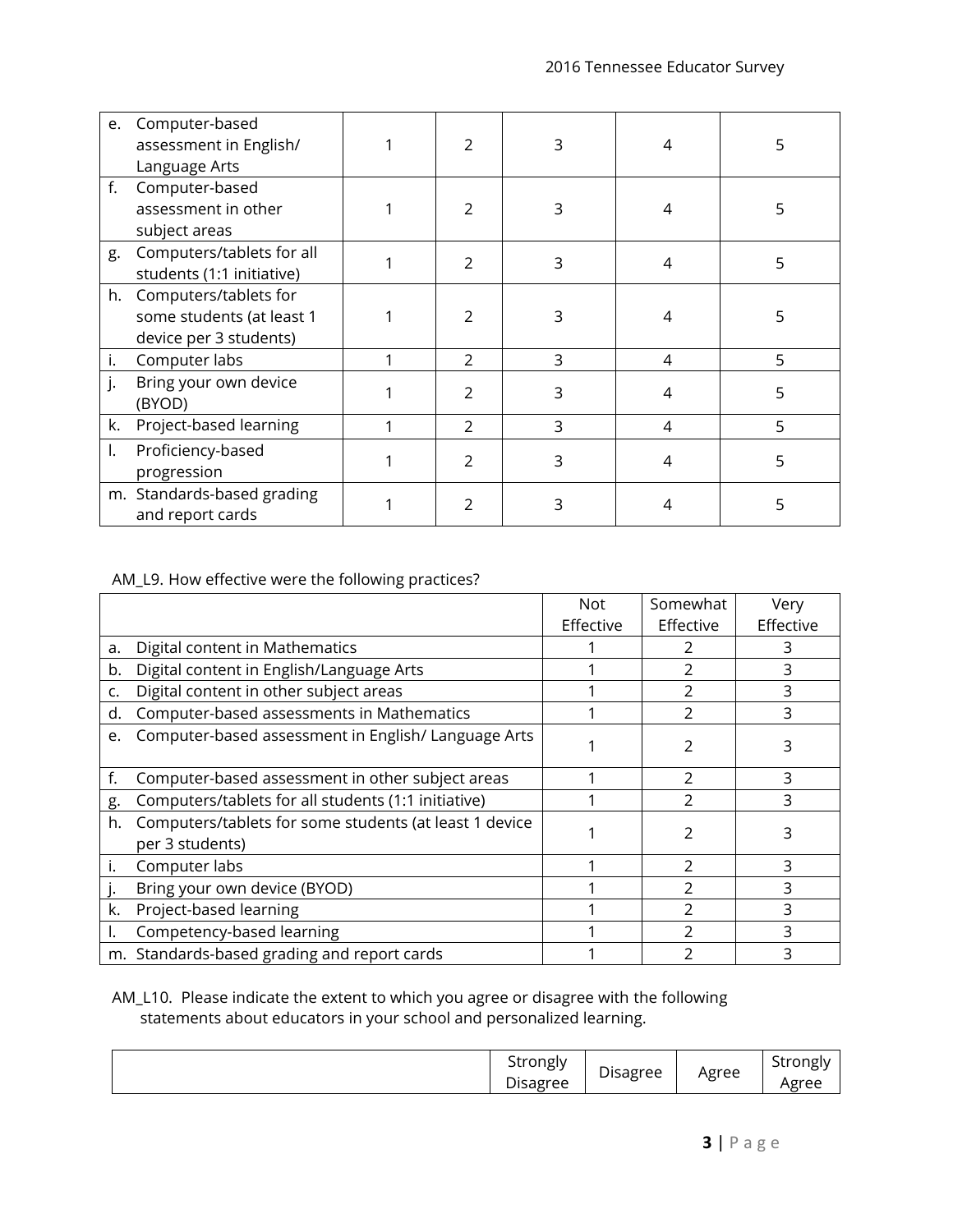| | | | | | |
|---|---|---|---|---|---|
| e. Computer-based assessment in English/ Language Arts | 1 | 2 | 3 | 4 | 5 |
| f. Computer-based assessment in other subject areas | 1 | 2 | 3 | 4 | 5 |
| g. Computers/tablets for all students (1:1 initiative) | 1 | 2 | 3 | 4 | 5 |
| h. Computers/tablets for some students (at least 1 device per 3 students) | 1 | 2 | 3 | 4 | 5 |
| i. Computer labs | 1 | 2 | 3 | 4 | 5 |
| j. Bring your own device (BYOD) | 1 | 2 | 3 | 4 | 5 |
| k. Project-based learning | 1 | 2 | 3 | 4 | 5 |
| l. Proficiency-based progression | 1 | 2 | 3 | 4 | 5 |
| m. Standards-based grading and report cards | 1 | 2 | 3 | 4 | 5 |

AM_L9. How effective were the following practices?

| | Not Effective | Somewhat Effective | Very Effective |
|---|---|---|---|
| a. Digital content in Mathematics | 1 | 2 | 3 |
| b. Digital content in English/Language Arts | 1 | 2 | 3 |
| c. Digital content in other subject areas | 1 | 2 | 3 |
| d. Computer-based assessments in Mathematics | 1 | 2 | 3 |
| e. Computer-based assessment in English/ Language Arts | 1 | 2 | 3 |
| f. Computer-based assessment in other subject areas | 1 | 2 | 3 |
| g. Computers/tablets for all students (1:1 initiative) | 1 | 2 | 3 |
| h. Computers/tablets for some students (at least 1 device per 3 students) | 1 | 2 | 3 |
| i. Computer labs | 1 | 2 | 3 |
| j. Bring your own device (BYOD) | 1 | 2 | 3 |
| k. Project-based learning | 1 | 2 | 3 |
| l. Competency-based learning | 1 | 2 | 3 |
| m. Standards-based grading and report cards | 1 | 2 | 3 |

AM_L10. Please indicate the extent to which you agree or disagree with the following statements about educators in your school and personalized learning.

| | Strongly Disagree | Disagree | Agree | Strongly Agree |
|---|---|---|---|---|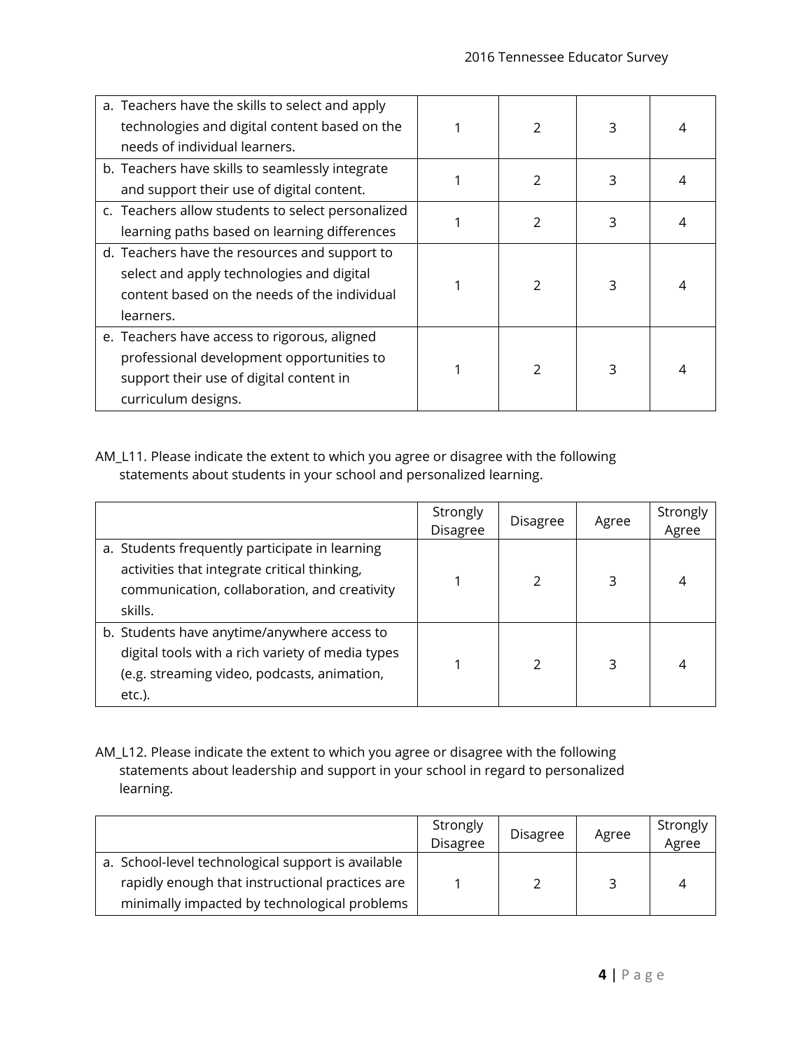| | | | | |
|---|---|---|---|---|
| a. Teachers have the skills to select and apply technologies and digital content based on the needs of individual learners. | 1 | 2 | 3 | 4 |
| b. Teachers have skills to seamlessly integrate and support their use of digital content. | 1 | 2 | 3 | 4 |
| c. Teachers allow students to select personalized learning paths based on learning differences | 1 | 2 | 3 | 4 |
| d. Teachers have the resources and support to select and apply technologies and digital content based on the needs of the individual learners. | 1 | 2 | 3 | 4 |
| e. Teachers have access to rigorous, aligned professional development opportunities to support their use of digital content in curriculum designs. | 1 | 2 | 3 | 4 |

AM_L11. Please indicate the extent to which you agree or disagree with the following statements about students in your school and personalized learning.

| | Strongly Disagree | Disagree | Agree | Strongly Agree |
|---|---|---|---|---|
| a. Students frequently participate in learning activities that integrate critical thinking, communication, collaboration, and creativity skills. | 1 | 2 | 3 | 4 |
| b. Students have anytime/anywhere access to digital tools with a rich variety of media types (e.g. streaming video, podcasts, animation, etc.). | 1 | 2 | 3 | 4 |

AM_L12. Please indicate the extent to which you agree or disagree with the following statements about leadership and support in your school in regard to personalized learning.

| | Strongly Disagree | Disagree | Agree | Strongly Agree |
|---|---|---|---|---|
| a. School-level technological support is available rapidly enough that instructional practices are minimally impacted by technological problems | 1 | 2 | 3 | 4 |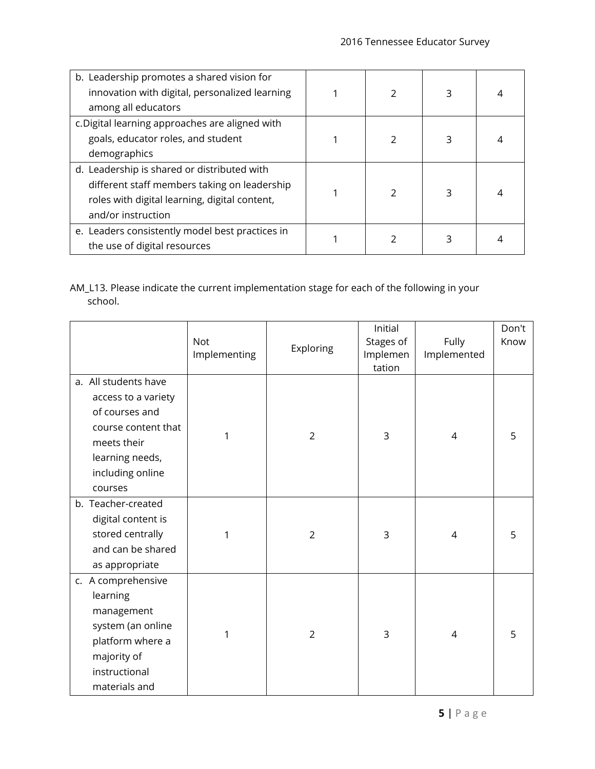| | | | | |
|---|---|---|---|---|
| b. Leadership promotes a shared vision for innovation with digital, personalized learning among all educators | 1 | 2 | 3 | 4 |
| c. Digital learning approaches are aligned with goals, educator roles, and student demographics | 1 | 2 | 3 | 4 |
| d. Leadership is shared or distributed with different staff members taking on leadership roles with digital learning, digital content, and/or instruction | 1 | 2 | 3 | 4 |
| e. Leaders consistently model best practices in the use of digital resources | 1 | 2 | 3 | 4 |

AM_L13. Please indicate the current implementation stage for each of the following in your school.

| | Not Implementing | Exploring | Initial Stages of Implementation | Fully Implemented | Don't Know |
|---|---|---|---|---|---|
| a. All students have access to a variety of courses and course content that meets their learning needs, including online courses | 1 | 2 | 3 | 4 | 5 |
| b. Teacher-created digital content is stored centrally and can be shared as appropriate | 1 | 2 | 3 | 4 | 5 |
| c. A comprehensive learning management system (an online platform where a majority of instructional materials and | 1 | 2 | 3 | 4 | 5 |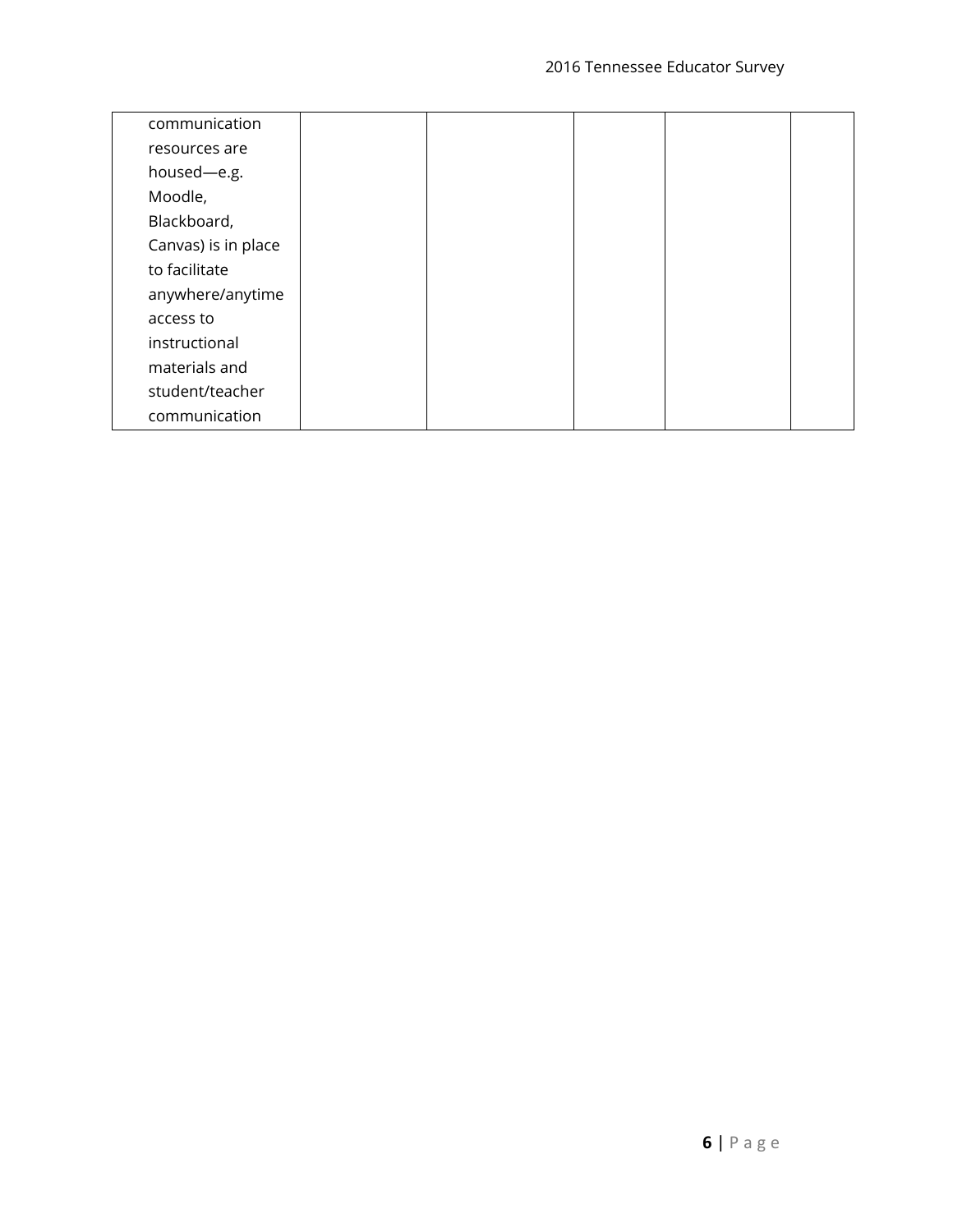| | | | | | |
|---|---|---|---|---|---|
| communication resources are housed—e.g. Moodle, Blackboard, Canvas) is in place to facilitate anywhere/anytime access to instructional materials and student/teacher communication | | | | | |